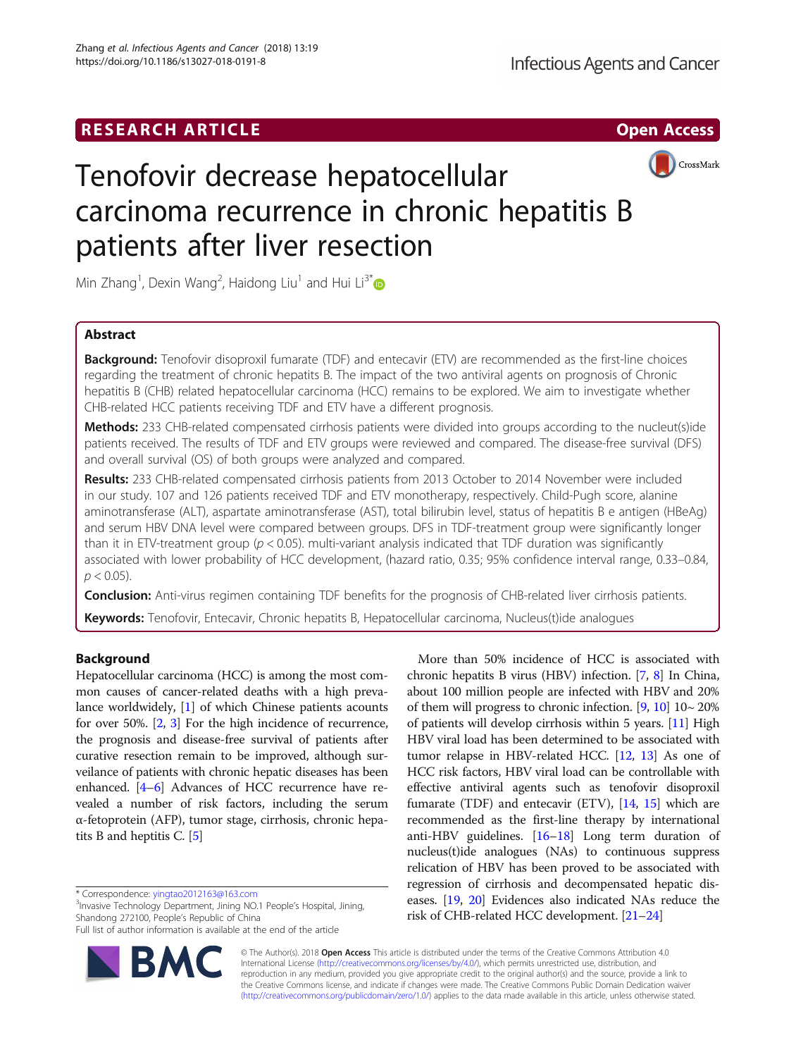RESEARCH ARTICLE

Open Access

# Tenofovir decrease hepatocellular carcinoma recurrence in chronic hepatitis B patients after liver resection

Min Zhang[1], Dexin Wang[2], Haidong Liu[1] and Hui Li[3*]

## Abstract

**Background:** Tenofovir disoproxil fumarate (TDF) and entecavir (ETV) are recommended as the first-line choices regarding the treatment of chronic hepatits B. The impact of the two antiviral agents on prognosis of Chronic hepatitis B (CHB) related hepatocellular carcinoma (HCC) remains to be explored. We aim to investigate whether CHB-related HCC patients receiving TDF and ETV have a different prognosis.

**Methods:** 233 CHB-related compensated cirrhosis patients were divided into groups according to the nucleut(s)ide patients received. The results of TDF and ETV groups were reviewed and compared. The disease-free survival (DFS) and overall survival (OS) of both groups were analyzed and compared.

**Results:** 233 CHB-related compensated cirrhosis patients from 2013 October to 2014 November were included in our study. 107 and 126 patients received TDF and ETV monotherapy, respectively. Child-Pugh score, alanine aminotransferase (ALT), aspartate aminotransferase (AST), total bilirubin level, status of hepatitis B e antigen (HBeAg) and serum HBV DNA level were compared between groups. DFS in TDF-treatment group were significantly longer than it in ETV-treatment group ($p < 0.05$). multi-variant analysis indicated that TDF duration was significantly associated with lower probability of HCC development, (hazard ratio, 0.35; 95% confidence interval range, 0.33–0.84, $p < 0.05$).

**Conclusion:** Anti-virus regimen containing TDF benefits for the prognosis of CHB-related liver cirrhosis patients.

**Keywords:** Tenofovir, Entecavir, Chronic hepatits B, Hepatocellular carcinoma, Nucleus(t)ide analogues

## Background

Hepatocellular carcinoma (HCC) is among the most common causes of cancer-related deaths with a high prevalance worldwidely, [1] of which Chinese patients acounts for over 50%. [2, 3] For the high incidence of recurrence, the prognosis and disease-free survival of patients after curative resection remain to be improved, although surveilance of patients with chronic hepatic diseases has been enhanced. [4–6] Advances of HCC recurrence have revealed a number of risk factors, including the serum α-fetoprotein (AFP), tumor stage, cirrhosis, chronic hepatits B and heptitis C. [5]

More than 50% incidence of HCC is associated with chronic hepatits B virus (HBV) infection. [7, 8] In China, about 100 million people are infected with HBV and 20% of them will progress to chronic infection. [9, 10] 10~ 20% of patients will develop cirrhosis within 5 years. [11] High HBV viral load has been determined to be associated with tumor relapse in HBV-related HCC. [12, 13] As one of HCC risk factors, HBV viral load can be controllable with effective antiviral agents such as tenofovir disoproxil fumarate (TDF) and entecavir (ETV), [14, 15] which are recommended as the first-line therapy by international anti-HBV guidelines. [16–18] Long term duration of nucleus(t)ide analogues (NAs) to continuous suppress relication of HBV has been proved to be associated with regression of cirrhosis and decompensated hepatic diseases. [19, 20] Evidences also indicated NAs reduce the risk of CHB-related HCC development. [21–24]

* Correspondence: yingtao2012163@163.com
[3]Invasive Technology Department, Jining NO.1 People's Hospital, Jining, Shandong 272100, People's Republic of China
Full list of author information is available at the end of the article

© The Author(s). 2018 **Open Access** This article is distributed under the terms of the Creative Commons Attribution 4.0 International License (http://creativecommons.org/licenses/by/4.0/), which permits unrestricted use, distribution, and reproduction in any medium, provided you give appropriate credit to the original author(s) and the source, provide a link to the Creative Commons license, and indicate if changes were made. The Creative Commons Public Domain Dedication waiver (http://creativecommons.org/publicdomain/zero/1.0/) applies to the data made available in this article, unless otherwise stated.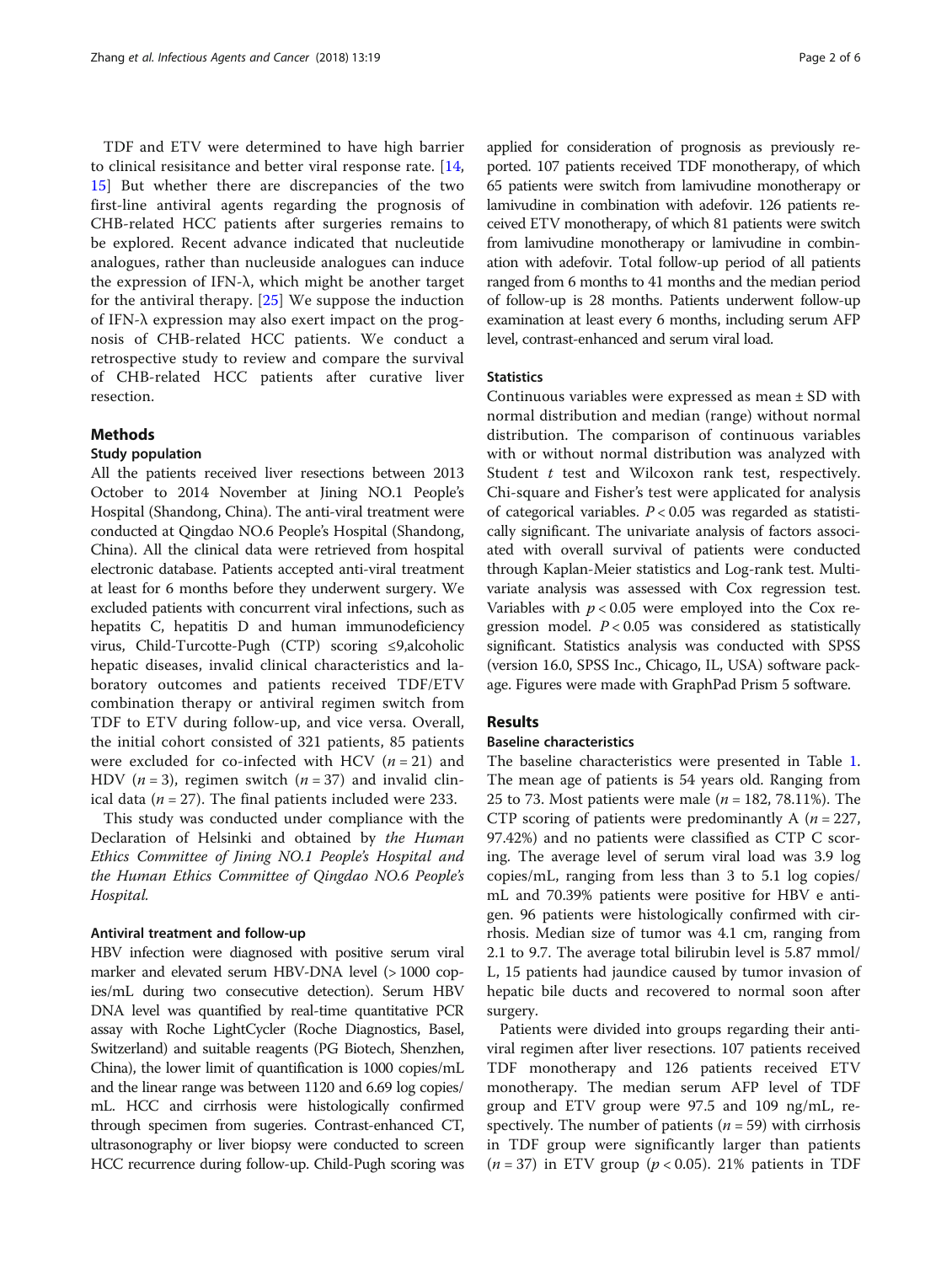TDF and ETV were determined to have high barrier to clinical resisitance and better viral response rate. [14, 15] But whether there are discrepancies of the two first-line antiviral agents regarding the prognosis of CHB-related HCC patients after surgeries remains to be explored. Recent advance indicated that nucleutide analogues, rather than nucleuside analogues can induce the expression of IFN-λ, which might be another target for the antiviral therapy. [25] We suppose the induction of IFN-λ expression may also exert impact on the prognosis of CHB-related HCC patients. We conduct a retrospective study to review and compare the survival of CHB-related HCC patients after curative liver resection.

## Methods

### Study population

All the patients received liver resections between 2013 October to 2014 November at Jining NO.1 People's Hospital (Shandong, China). The anti-viral treatment were conducted at Qingdao NO.6 People's Hospital (Shandong, China). All the clinical data were retrieved from hospital electronic database. Patients accepted anti-viral treatment at least for 6 months before they underwent surgery. We excluded patients with concurrent viral infections, such as hepatits C, hepatitis D and human immunodeficiency virus, Child-Turcotte-Pugh (CTP) scoring ≤9,alcoholic hepatic diseases, invalid clinical characteristics and laboratory outcomes and patients received TDF/ETV combination therapy or antiviral regimen switch from TDF to ETV during follow-up, and vice versa. Overall, the initial cohort consisted of 321 patients, 85 patients were excluded for co-infected with HCV ($n = 21$) and HDV ($n = 3$), regimen switch ($n = 37$) and invalid clinical data ($n = 27$). The final patients included were 233.

This study was conducted under compliance with the Declaration of Helsinki and obtained by *the Human Ethics Committee of Jining NO.1 People's Hospital and the Human Ethics Committee of Qingdao NO.6 People's Hospital.*

### Antiviral treatment and follow-up

HBV infection were diagnosed with positive serum viral marker and elevated serum HBV-DNA level (> 1000 copies/mL during two consecutive detection). Serum HBV DNA level was quantified by real-time quantitative PCR assay with Roche LightCycler (Roche Diagnostics, Basel, Switzerland) and suitable reagents (PG Biotech, Shenzhen, China), the lower limit of quantification is 1000 copies/mL and the linear range was between 1120 and 6.69 log copies/mL. HCC and cirrhosis were histologically confirmed through specimen from sugeries. Contrast-enhanced CT, ultrasonography or liver biopsy were conducted to screen HCC recurrence during follow-up. Child-Pugh scoring was applied for consideration of prognosis as previously reported. 107 patients received TDF monotherapy, of which 65 patients were switch from lamivudine monotherapy or lamivudine in combination with adefovir. 126 patients received ETV monotherapy, of which 81 patients were switch from lamivudine monotherapy or lamivudine in combination with adefovir. Total follow-up period of all patients ranged from 6 months to 41 months and the median period of follow-up is 28 months. Patients underwent follow-up examination at least every 6 months, including serum AFP level, contrast-enhanced and serum viral load.

### Statistics

Continuous variables were expressed as mean ± SD with normal distribution and median (range) without normal distribution. The comparison of continuous variables with or without normal distribution was analyzed with Student *t* test and Wilcoxon rank test, respectively. Chi-square and Fisher's test were applicated for analysis of categorical variables. $P < 0.05$ was regarded as statistically significant. The univariate analysis of factors associated with overall survival of patients were conducted through Kaplan-Meier statistics and Log-rank test. Multivariate analysis was assessed with Cox regression test. Variables with $p < 0.05$ were employed into the Cox regression model. $P < 0.05$ was considered as statistically significant. Statistics analysis was conducted with SPSS (version 16.0, SPSS Inc., Chicago, IL, USA) software package. Figures were made with GraphPad Prism 5 software.

## Results

### Baseline characteristics

The baseline characteristics were presented in Table 1. The mean age of patients is 54 years old. Ranging from 25 to 73. Most patients were male ($n = 182$, 78.11%). The CTP scoring of patients were predominantly A ($n = 227$, 97.42%) and no patients were classified as CTP C scoring. The average level of serum viral load was 3.9 log copies/mL, ranging from less than 3 to 5.1 log copies/mL and 70.39% patients were positive for HBV e antigen. 96 patients were histologically confirmed with cirrhosis. Median size of tumor was 4.1 cm, ranging from 2.1 to 9.7. The average total bilirubin level is 5.87 mmol/L, 15 patients had jaundice caused by tumor invasion of hepatic bile ducts and recovered to normal soon after surgery.

Patients were divided into groups regarding their antiviral regimen after liver resections. 107 patients received TDF monotherapy and 126 patients received ETV monotherapy. The median serum AFP level of TDF group and ETV group were 97.5 and 109 ng/mL, respectively. The number of patients ($n = 59$) with cirrhosis in TDF group were significantly larger than patients ($n = 37$) in ETV group ($p < 0.05$). 21% patients in TDF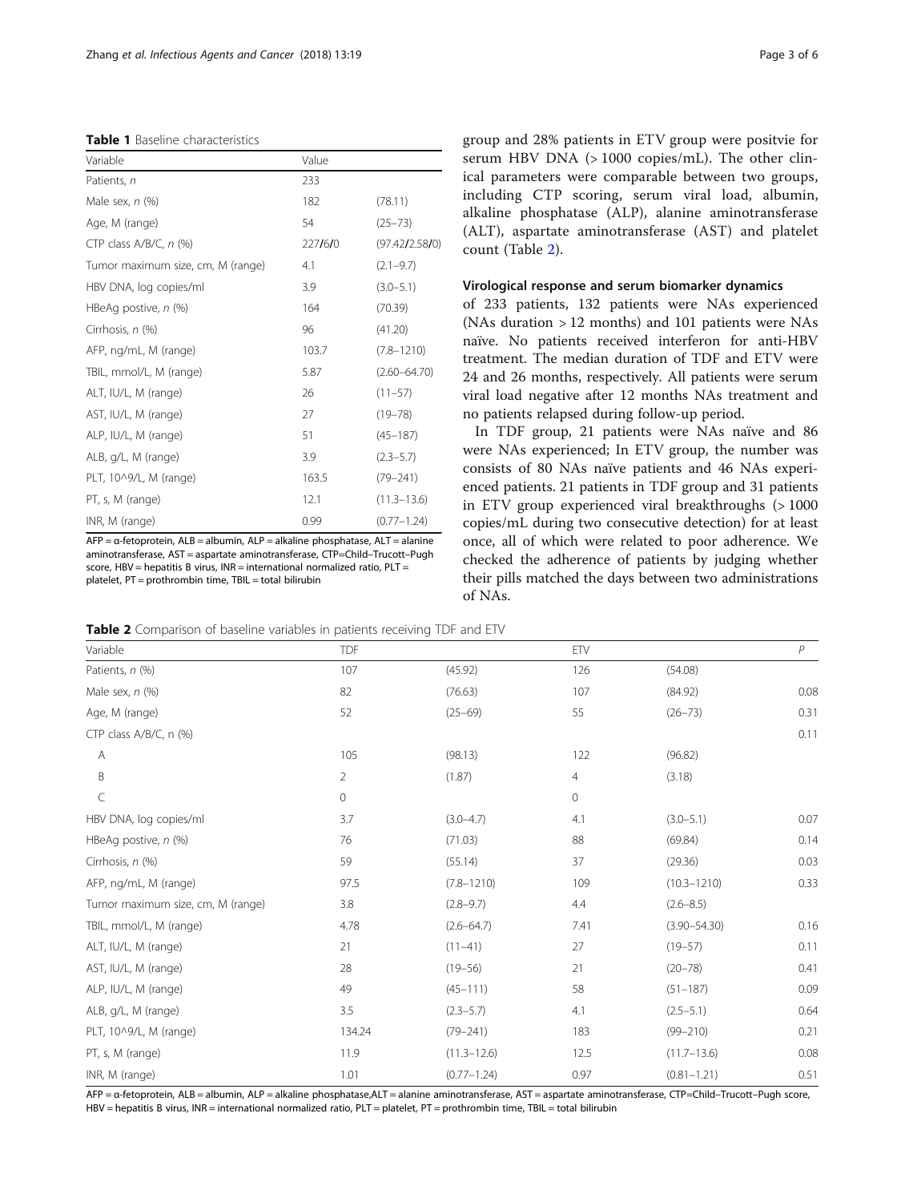**Table 1** Baseline characteristics

| Variable | Value | |
|---|---|---|
| Patients, *n* | 233 | |
| Male sex, *n* (%) | 182 | (78.11) |
| Age, M (range) | 54 | (25–73) |
| CTP class A/B/C, *n* (%) | 227/6/0 | (97.42/2.58/0) |
| Tumor maximum size, cm, M (range) | 4.1 | (2.1–9.7) |
| HBV DNA, log copies/ml | 3.9 | (3.0–5.1) |
| HBeAg postive, *n* (%) | 164 | (70.39) |
| Cirrhosis, *n* (%) | 96 | (41.20) |
| AFP, ng/mL, M (range) | 103.7 | (7.8–1210) |
| TBIL, mmol/L, M (range) | 5.87 | (2.60–64.70) |
| ALT, IU/L, M (range) | 26 | (11–57) |
| AST, IU/L, M (range) | 27 | (19–78) |
| ALP, IU/L, M (range) | 51 | (45–187) |
| ALB, g/L, M (range) | 3.9 | (2.3–5.7) |
| PLT, 10^9/L, M (range) | 163.5 | (79–241) |
| PT, s, M (range) | 12.1 | (11.3–13.6) |
| INR, M (range) | 0.99 | (0.77–1.24) |

AFP = α-fetoprotein, ALB = albumin, ALP = alkaline phosphatase, ALT = alanine aminotransferase, AST = aspartate aminotransferase, CTP=Child–Trucott–Pugh score, HBV = hepatitis B virus, INR = international normalized ratio, PLT = platelet, PT = prothrombin time, TBIL = total bilirubin

group and 28% patients in ETV group were positvie for serum HBV DNA (> 1000 copies/mL). The other clinical parameters were comparable between two groups, including CTP scoring, serum viral load, albumin, alkaline phosphatase (ALP), alanine aminotransferase (ALT), aspartate aminotransferase (AST) and platelet count (Table 2).

### Virological response and serum biomarker dynamics

of 233 patients, 132 patients were NAs experienced (NAs duration > 12 months) and 101 patients were NAs naïve. No patients received interferon for anti-HBV treatment. The median duration of TDF and ETV were 24 and 26 months, respectively. All patients were serum viral load negative after 12 months NAs treatment and no patients relapsed during follow-up period.

In TDF group, 21 patients were NAs naïve and 86 were NAs experienced; In ETV group, the number was consists of 80 NAs naïve patients and 46 NAs experienced patients. 21 patients in TDF group and 31 patients in ETV group experienced viral breakthroughs (> 1000 copies/mL during two consecutive detection) for at least once, all of which were related to poor adherence. We checked the adherence of patients by judging whether their pills matched the days between two administrations of NAs.

**Table 2** Comparison of baseline variables in patients receiving TDF and ETV

| Variable | TDF | | ETV | | *P* |
|---|---|---|---|---|---|
| Patients, *n* (%) | 107 | (45.92) | 126 | (54.08) | |
| Male sex, *n* (%) | 82 | (76.63) | 107 | (84.92) | 0.08 |
| Age, M (range) | 52 | (25–69) | 55 | (26–73) | 0.31 |
| CTP class A/B/C, n (%) | | | | | 0.11 |
| A | 105 | (98.13) | 122 | (96.82) | |
| B | 2 | (1.87) | 4 | (3.18) | |
| C | 0 | | 0 | | |
| HBV DNA, log copies/ml | 3.7 | (3.0–4.7) | 4.1 | (3.0–5.1) | 0.07 |
| HBeAg postive, *n* (%) | 76 | (71.03) | 88 | (69.84) | 0.14 |
| Cirrhosis, *n* (%) | 59 | (55.14) | 37 | (29.36) | 0.03 |
| AFP, ng/mL, M (range) | 97.5 | (7.8–1210) | 109 | (10.3–1210) | 0.33 |
| Tumor maximum size, cm, M (range) | 3.8 | (2.8–9.7) | 4.4 | (2.6–8.5) | |
| TBIL, mmol/L, M (range) | 4.78 | (2.6–64.7) | 7.41 | (3.90–54.30) | 0.16 |
| ALT, IU/L, M (range) | 21 | (11–41) | 27 | (19–57) | 0.11 |
| AST, IU/L, M (range) | 28 | (19–56) | 21 | (20–78) | 0.41 |
| ALP, IU/L, M (range) | 49 | (45–111) | 58 | (51–187) | 0.09 |
| ALB, g/L, M (range) | 3.5 | (2.3–5.7) | 4.1 | (2.5–5.1) | 0.64 |
| PLT, 10^9/L, M (range) | 134.24 | (79–241) | 183 | (99–210) | 0.21 |
| PT, s, M (range) | 11.9 | (11.3–12.6) | 12.5 | (11.7–13.6) | 0.08 |
| INR, M (range) | 1.01 | (0.77–1.24) | 0.97 | (0.81–1.21) | 0.51 |

AFP = α-fetoprotein, ALB = albumin, ALP = alkaline phosphatase,ALT = alanine aminotransferase, AST = aspartate aminotransferase, CTP=Child–Trucott–Pugh score, HBV = hepatitis B virus, INR = international normalized ratio, PLT = platelet, PT = prothrombin time, TBIL = total bilirubin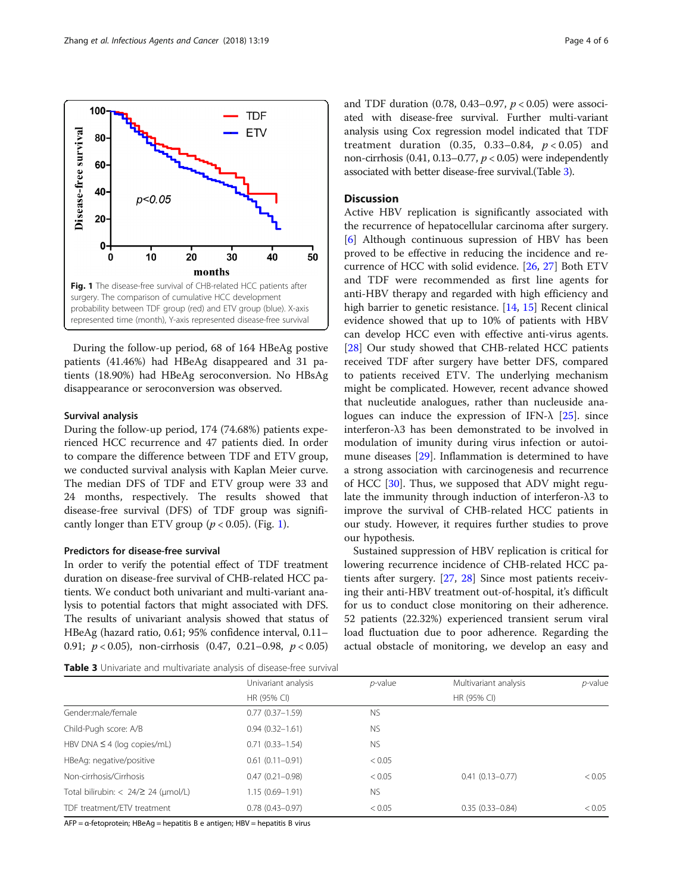Fig. 1 The disease-free survival of CHB-related HCC patients after surgery. The comparison of cumulative HCC development probability between TDF group (red) and ETV group (blue). X-axis represented time (month), Y-axis represented disease-free survival

During the follow-up period, 68 of 164 HBeAg postive patients (41.46%) had HBeAg disappeared and 31 patients (18.90%) had HBeAg seroconversion. No HBsAg disappearance or seroconversion was observed.

### Survival analysis

During the follow-up period, 174 (74.68%) patients experienced HCC recurrence and 47 patients died. In order to compare the difference between TDF and ETV group, we conducted survival analysis with Kaplan Meier curve. The median DFS of TDF and ETV group were 33 and 24 months, respectively. The results showed that disease-free survival (DFS) of TDF group was significantly longer than ETV group ($p < 0.05$). (Fig. 1).

### Predictors for disease-free survival

In order to verify the potential effect of TDF treatment duration on disease-free survival of CHB-related HCC patients. We conduct both univariant and multi-variant analysis to potential factors that might associated with DFS. The results of univariant analysis showed that status of HBeAg (hazard ratio, 0.61; 95% confidence interval, 0.11–0.91; $p < 0.05$), non-cirrhosis (0.47, 0.21–0.98, $p < 0.05$) and TDF duration (0.78, 0.43–0.97, $p < 0.05$) were associated with disease-free survival. Further multi-variant analysis using Cox regression model indicated that TDF treatment duration (0.35, 0.33–0.84, $p < 0.05$) and non-cirrhosis (0.41, 0.13–0.77, $p < 0.05$) were independently associated with better disease-free survival.(Table 3).

Table 3 Univariate and multivariate analysis of disease-free survival

| | Univariant analysis | *p*-value | Multivariant analysis | *p*-value |
|---|---|---|---|---|
| | HR (95% CI) | | HR (95% CI) | |
| Gender:male/female | 0.77 (0.37–1.59) | NS | | |
| Child-Pugh score: A/B | 0.94 (0.32–1.61) | NS | | |
| HBV DNA ≤ 4 (log copies/mL) | 0.71 (0.33–1.54) | NS | | |
| HBeAg: negative/positive | 0.61 (0.11–0.91) | < 0.05 | | |
| Non-cirrhosis/Cirrhosis | 0.47 (0.21–0.98) | < 0.05 | 0.41 (0.13–0.77) | < 0.05 |
| Total bilirubin: < 24/≥ 24 (μmol/L) | 1.15 (0.69–1.91) | NS | | |
| TDF treatment/ETV treatment | 0.78 (0.43–0.97) | < 0.05 | 0.35 (0.33–0.84) | < 0.05 |

AFP = α-fetoprotein; HBeAg = hepatitis B e antigen; HBV = hepatitis B virus

## Discussion

Active HBV replication is significantly associated with the recurrence of hepatocellular carcinoma after surgery. [6] Although continuous supression of HBV has been proved to be effective in reducing the incidence and recurrence of HCC with solid evidence. [26, 27] Both ETV and TDF were recommended as first line agents for anti-HBV therapy and regarded with high efficiency and high barrier to genetic resistance. [14, 15] Recent clinical evidence showed that up to 10% of patients with HBV can develop HCC even with effective anti-virus agents. [28] Our study showed that CHB-related HCC patients received TDF after surgery have better DFS, compared to patients received ETV. The underlying mechanism might be complicated. However, recent advance showed that nucleutide analogues, rather than nucleuside analogues can induce the expression of IFN-λ [25]. since interferon-λ3 has been demonstrated to be involved in modulation of imunity during virus infection or autoimmune diseases [29]. Inflammation is determined to have a strong association with carcinogenesis and recurrence of HCC [30]. Thus, we supposed that ADV might regulate the immunity through induction of interferon-λ3 to improve the survival of CHB-related HCC patients in our study. However, it requires further studies to prove our hypothesis.

Sustained suppression of HBV replication is critical for lowering recurrence incidence of CHB-related HCC patients after surgery. [27, 28] Since most patients receiving their anti-HBV treatment out-of-hospital, it's difficult for us to conduct close monitoring on their adherence. 52 patients (22.32%) experienced transient serum viral load fluctuation due to poor adherence. Regarding the actual obstacle of monitoring, we develop an easy and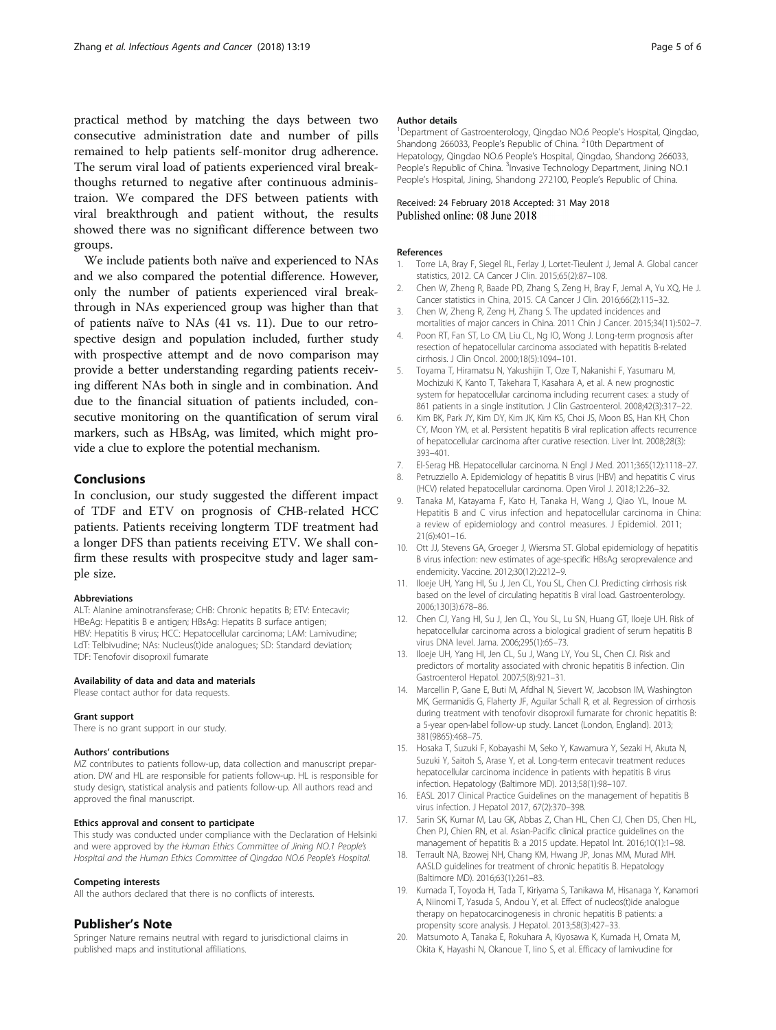practical method by matching the days between two consecutive administration date and number of pills remained to help patients self-monitor drug adherence. The serum viral load of patients experienced viral breakthoughs returned to negative after continuous administraion. We compared the DFS between patients with viral breakthrough and patient without, the results showed there was no significant difference between two groups.

We include patients both naïve and experienced to NAs and we also compared the potential difference. However, only the number of patients experienced viral breakthrough in NAs experienced group was higher than that of patients naïve to NAs (41 vs. 11). Due to our retrospective design and population included, further study with prospective attempt and de novo comparison may provide a better understanding regarding patients receiving different NAs both in single and in combination. And due to the financial situation of patients included, consecutive monitoring on the quantification of serum viral markers, such as HBsAg, was limited, which might provide a clue to explore the potential mechanism.

## Conclusions

In conclusion, our study suggested the different impact of TDF and ETV on prognosis of CHB-related HCC patients. Patients receiving longterm TDF treatment had a longer DFS than patients receiving ETV. We shall confirm these results with prospecitve study and lager sample size.

#### Abbreviations

ALT: Alanine aminotransferase; CHB: Chronic hepatits B; ETV: Entecavir; HBeAg: Hepatitis B e antigen; HBsAg: Hepatits B surface antigen; HBV: Hepatitis B virus; HCC: Hepatocellular carcinoma; LAM: Lamivudine; LdT: Telbivudine; NAs: Nucleus(t)ide analogues; SD: Standard deviation; TDF: Tenofovir disoproxil fumarate

#### Availability of data and data and materials

Please contact author for data requests.

#### Grant support

There is no grant support in our study.

#### Authors' contributions

MZ contributes to patients follow-up, data collection and manuscript preparation. DW and HL are responsible for patients follow-up. HL is responsible for study design, statistical analysis and patients follow-up. All authors read and approved the final manuscript.

#### Ethics approval and consent to participate

This study was conducted under compliance with the Declaration of Helsinki and were approved by *the Human Ethics Committee of Jining NO.1 People's Hospital and the Human Ethics Committee of Qingdao NO.6 People's Hospital.*

#### Competing interests

All the authors declared that there is no conflicts of interests.

## Publisher's Note

Springer Nature remains neutral with regard to jurisdictional claims in published maps and institutional affiliations.

#### Author details

[1]Department of Gastroenterology, Qingdao NO.6 People's Hospital, Qingdao, Shandong 266033, People's Republic of China. [2]10th Department of Hepatology, Qingdao NO.6 People's Hospital, Qingdao, Shandong 266033, People's Republic of China. [3]Invasive Technology Department, Jining NO.1 People's Hospital, Jining, Shandong 272100, People's Republic of China.

Received: 24 February 2018 Accepted: 31 May 2018
Published online: 08 June 2018

#### References

1. Torre LA, Bray F, Siegel RL, Ferlay J, Lortet-Tieulent J, Jemal A. Global cancer statistics, 2012. CA Cancer J Clin. 2015;65(2):87–108.
2. Chen W, Zheng R, Baade PD, Zhang S, Zeng H, Bray F, Jemal A, Yu XQ, He J. Cancer statistics in China, 2015. CA Cancer J Clin. 2016;66(2):115–32.
3. Chen W, Zheng R, Zeng H, Zhang S. The updated incidences and mortalities of major cancers in China. 2011 Chin J Cancer. 2015;34(11):502–7.
4. Poon RT, Fan ST, Lo CM, Liu CL, Ng IO, Wong J. Long-term prognosis after resection of hepatocellular carcinoma associated with hepatitis B-related cirrhosis. J Clin Oncol. 2000;18(5):1094–101.
5. Toyama T, Hiramatsu N, Yakushijin T, Oze T, Nakanishi F, Yasumaru M, Mochizuki K, Kanto T, Takehara T, Kasahara A, et al. A new prognostic system for hepatocellular carcinoma including recurrent cases: a study of 861 patients in a single institution. J Clin Gastroenterol. 2008;42(3):317–22.
6. Kim BK, Park JY, Kim DY, Kim JK, Kim KS, Choi JS, Moon BS, Han KH, Chon CY, Moon YM, et al. Persistent hepatitis B viral replication affects recurrence of hepatocellular carcinoma after curative resection. Liver Int. 2008;28(3): 393–401.
7. El-Serag HB. Hepatocellular carcinoma. N Engl J Med. 2011;365(12):1118–27.
8. Petruzziello A. Epidemiology of hepatitis B virus (HBV) and hepatitis C virus (HCV) related hepatocellular carcinoma. Open Virol J. 2018;12:26–32.
9. Tanaka M, Katayama F, Kato H, Tanaka H, Wang J, Qiao YL, Inoue M. Hepatitis B and C virus infection and hepatocellular carcinoma in China: a review of epidemiology and control measures. J Epidemiol. 2011; 21(6):401–16.
10. Ott JJ, Stevens GA, Groeger J, Wiersma ST. Global epidemiology of hepatitis B virus infection: new estimates of age-specific HBsAg seroprevalence and endemicity. Vaccine. 2012;30(12):2212–9.
11. Iloeje UH, Yang HI, Su J, Jen CL, You SL, Chen CJ. Predicting cirrhosis risk based on the level of circulating hepatitis B viral load. Gastroenterology. 2006;130(3):678–86.
12. Chen CJ, Yang HI, Su J, Jen CL, You SL, Lu SN, Huang GT, Iloeje UH. Risk of hepatocellular carcinoma across a biological gradient of serum hepatitis B virus DNA level. Jama. 2006;295(1):65–73.
13. Iloeje UH, Yang HI, Jen CL, Su J, Wang LY, You SL, Chen CJ. Risk and predictors of mortality associated with chronic hepatitis B infection. Clin Gastroenterol Hepatol. 2007;5(8):921–31.
14. Marcellin P, Gane E, Buti M, Afdhal N, Sievert W, Jacobson IM, Washington MK, Germanidis G, Flaherty JF, Aguilar Schall R, et al. Regression of cirrhosis during treatment with tenofovir disoproxil fumarate for chronic hepatitis B: a 5-year open-label follow-up study. Lancet (London, England). 2013; 381(9865):468–75.
15. Hosaka T, Suzuki F, Kobayashi M, Seko Y, Kawamura Y, Sezaki H, Akuta N, Suzuki Y, Saitoh S, Arase Y, et al. Long-term entecavir treatment reduces hepatocellular carcinoma incidence in patients with hepatitis B virus infection. Hepatology (Baltimore MD). 2013;58(1):98–107.
16. EASL 2017 Clinical Practice Guidelines on the management of hepatitis B virus infection. J Hepatol 2017, 67(2):370–398.
17. Sarin SK, Kumar M, Lau GK, Abbas Z, Chan HL, Chen CJ, Chen DS, Chen HL, Chen PJ, Chien RN, et al. Asian-Pacific clinical practice guidelines on the management of hepatitis B: a 2015 update. Hepatol Int. 2016;10(1):1–98.
18. Terrault NA, Bzowej NH, Chang KM, Hwang JP, Jonas MM, Murad MH. AASLD guidelines for treatment of chronic hepatitis B. Hepatology (Baltimore MD). 2016;63(1):261–83.
19. Kumada T, Toyoda H, Tada T, Kiriyama S, Tanikawa M, Hisanaga Y, Kanamori A, Niinomi T, Yasuda S, Andou Y, et al. Effect of nucleos(t)ide analogue therapy on hepatocarcinogenesis in chronic hepatitis B patients: a propensity score analysis. J Hepatol. 2013;58(3):427–33.
20. Matsumoto A, Tanaka E, Rokuhara A, Kiyosawa K, Kumada H, Omata M, Okita K, Hayashi N, Okanoue T, Iino S, et al. Efficacy of lamivudine for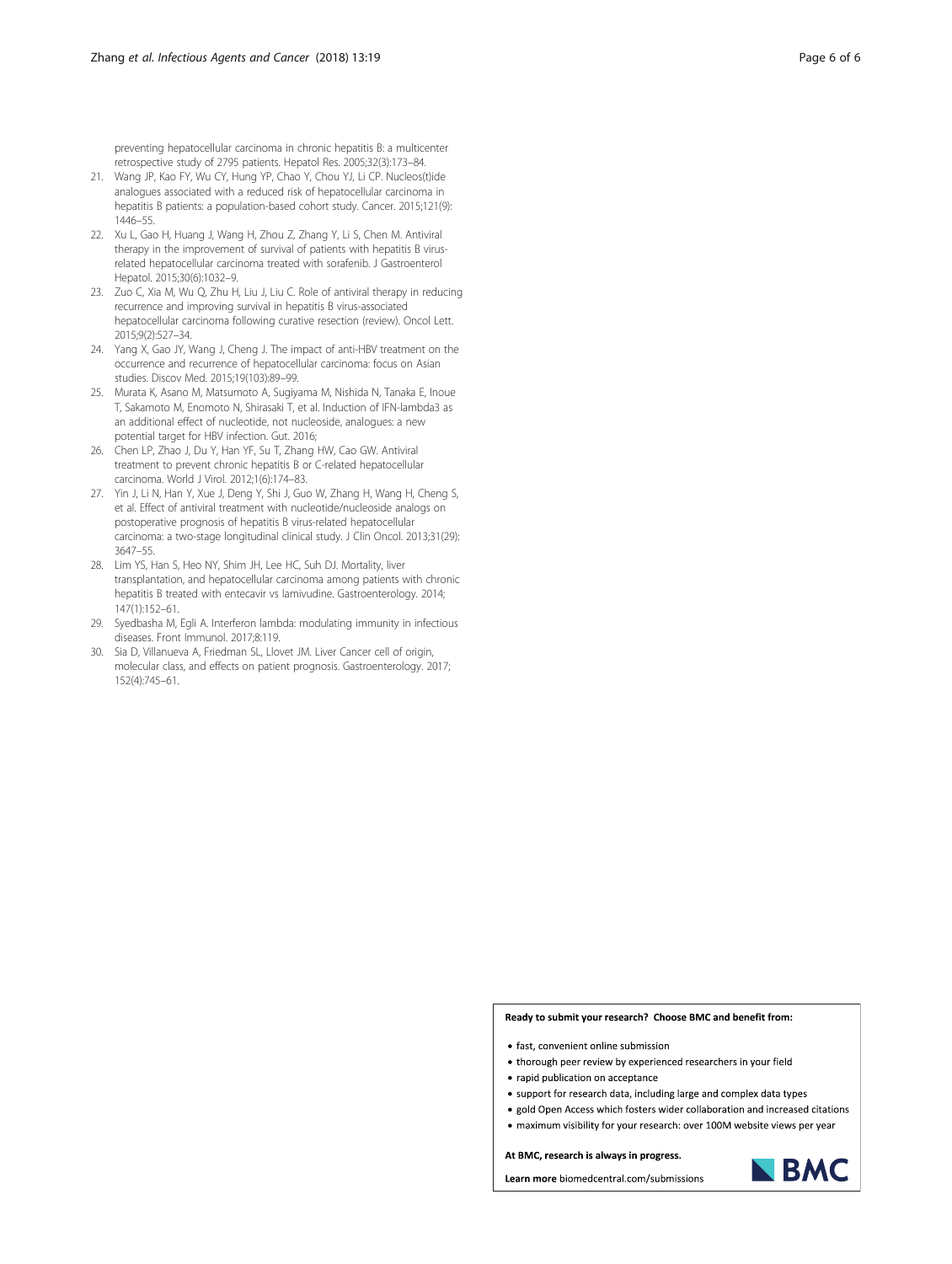preventing hepatocellular carcinoma in chronic hepatitis B: a multicenter retrospective study of 2795 patients. Hepatol Res. 2005;32(3):173–84.

21. Wang JP, Kao FY, Wu CY, Hung YP, Chao Y, Chou YJ, Li CP. Nucleos(t)ide analogues associated with a reduced risk of hepatocellular carcinoma in hepatitis B patients: a population-based cohort study. Cancer. 2015;121(9): 1446–55.
22. Xu L, Gao H, Huang J, Wang H, Zhou Z, Zhang Y, Li S, Chen M. Antiviral therapy in the improvement of survival of patients with hepatitis B virus-related hepatocellular carcinoma treated with sorafenib. J Gastroenterol Hepatol. 2015;30(6):1032–9.
23. Zuo C, Xia M, Wu Q, Zhu H, Liu J, Liu C. Role of antiviral therapy in reducing recurrence and improving survival in hepatitis B virus-associated hepatocellular carcinoma following curative resection (review). Oncol Lett. 2015;9(2):527–34.
24. Yang X, Gao JY, Wang J, Cheng J. The impact of anti-HBV treatment on the occurrence and recurrence of hepatocellular carcinoma: focus on Asian studies. Discov Med. 2015;19(103):89–99.
25. Murata K, Asano M, Matsumoto A, Sugiyama M, Nishida N, Tanaka E, Inoue T, Sakamoto M, Enomoto N, Shirasaki T, et al. Induction of IFN-lambda3 as an additional effect of nucleotide, not nucleoside, analogues: a new potential target for HBV infection. Gut. 2016;
26. Chen LP, Zhao J, Du Y, Han YF, Su T, Zhang HW, Cao GW. Antiviral treatment to prevent chronic hepatitis B or C-related hepatocellular carcinoma. World J Virol. 2012;1(6):174–83.
27. Yin J, Li N, Han Y, Xue J, Deng Y, Shi J, Guo W, Zhang H, Wang H, Cheng S, et al. Effect of antiviral treatment with nucleotide/nucleoside analogs on postoperative prognosis of hepatitis B virus-related hepatocellular carcinoma: a two-stage longitudinal clinical study. J Clin Oncol. 2013;31(29): 3647–55.
28. Lim YS, Han S, Heo NY, Shim JH, Lee HC, Suh DJ. Mortality, liver transplantation, and hepatocellular carcinoma among patients with chronic hepatitis B treated with entecavir vs lamivudine. Gastroenterology. 2014; 147(1):152–61.
29. Syedbasha M, Egli A. Interferon lambda: modulating immunity in infectious diseases. Front Immunol. 2017;8:119.
30. Sia D, Villanueva A, Friedman SL, Llovet JM. Liver Cancer cell of origin, molecular class, and effects on patient prognosis. Gastroenterology. 2017; 152(4):745–61.

**Ready to submit your research? Choose BMC and benefit from:**

- fast, convenient online submission
- thorough peer review by experienced researchers in your field
- rapid publication on acceptance
- support for research data, including large and complex data types
- gold Open Access which fosters wider collaboration and increased citations
- maximum visibility for your research: over 100M website views per year

**At BMC, research is always in progress.**

**Learn more** biomedcentral.com/submissions

BMC